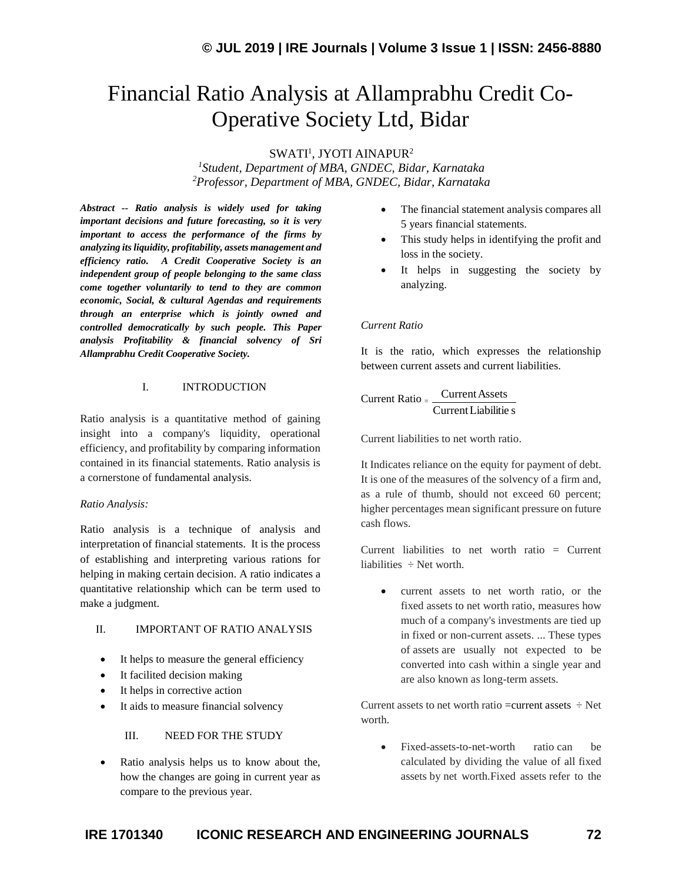# Financial Ratio Analysis at Allamprabhu Credit Co-Operative Society Ltd, Bidar

SWATI[1], JYOTI AINAPUR[2]

[1]*Student, Department of MBA, GNDEC, Bidar, Karnataka*
[2]*Professor, Department of MBA, GNDEC, Bidar, Karnataka*

***Abstract -- Ratio analysis is widely used for taking important decisions and future forecasting, so it is very important to access the performance of the firms by analyzing its liquidity, profitability, assets management and efficiency ratio. A Credit Cooperative Society is an independent group of people belonging to the same class come together voluntarily to tend to they are common economic, Social, & cultural Agendas and requirements through an enterprise which is jointly owned and controlled democratically by such people. This Paper analysis Profitability & financial solvency of Sri Allamprabhu Credit Cooperative Society.***

## I. INTRODUCTION

Ratio analysis is a quantitative method of gaining insight into a company's liquidity, operational efficiency, and profitability by comparing information contained in its financial statements. Ratio analysis is a cornerstone of fundamental analysis.

*Ratio Analysis:*

Ratio analysis is a technique of analysis and interpretation of financial statements. It is the process of establishing and interpreting various rations for helping in making certain decision. A ratio indicates a quantitative relationship which can be term used to make a judgment.

## II. IMPORTANT OF RATIO ANALYSIS

- It helps to measure the general efficiency
- It facilited decision making
- It helps in corrective action
- It aids to measure financial solvency

## III. NEED FOR THE STUDY

- Ratio analysis helps us to know about the, how the changes are going in current year as compare to the previous year.
- The financial statement analysis compares all 5 years financial statements.
- This study helps in identifying the profit and loss in the society.
- It helps in suggesting the society by analyzing.

*Current Ratio*

It is the ratio, which expresses the relationship between current assets and current liabilities.

$$\text{Current Ratio} = \frac{\text{Current Assets}}{\text{Current Liabilities}}$$

Current liabilities to net worth ratio.

It Indicates reliance on the equity for payment of debt. It is one of the measures of the solvency of a firm and, as a rule of thumb, should not exceed 60 percent; higher percentages mean significant pressure on future cash flows.

Current liabilities to net worth ratio = Current liabilities ÷ Net worth.

- current assets to net worth ratio, or the fixed assets to net worth ratio, measures how much of a company's investments are tied up in fixed or non-current assets. ... These types of assets are usually not expected to be converted into cash within a single year and are also known as long-term assets.

Current assets to net worth ratio =current assets ÷ Net worth.

- Fixed-assets-to-net-worth ratio can be calculated by dividing the value of all fixed assets by net worth.Fixed assets refer to the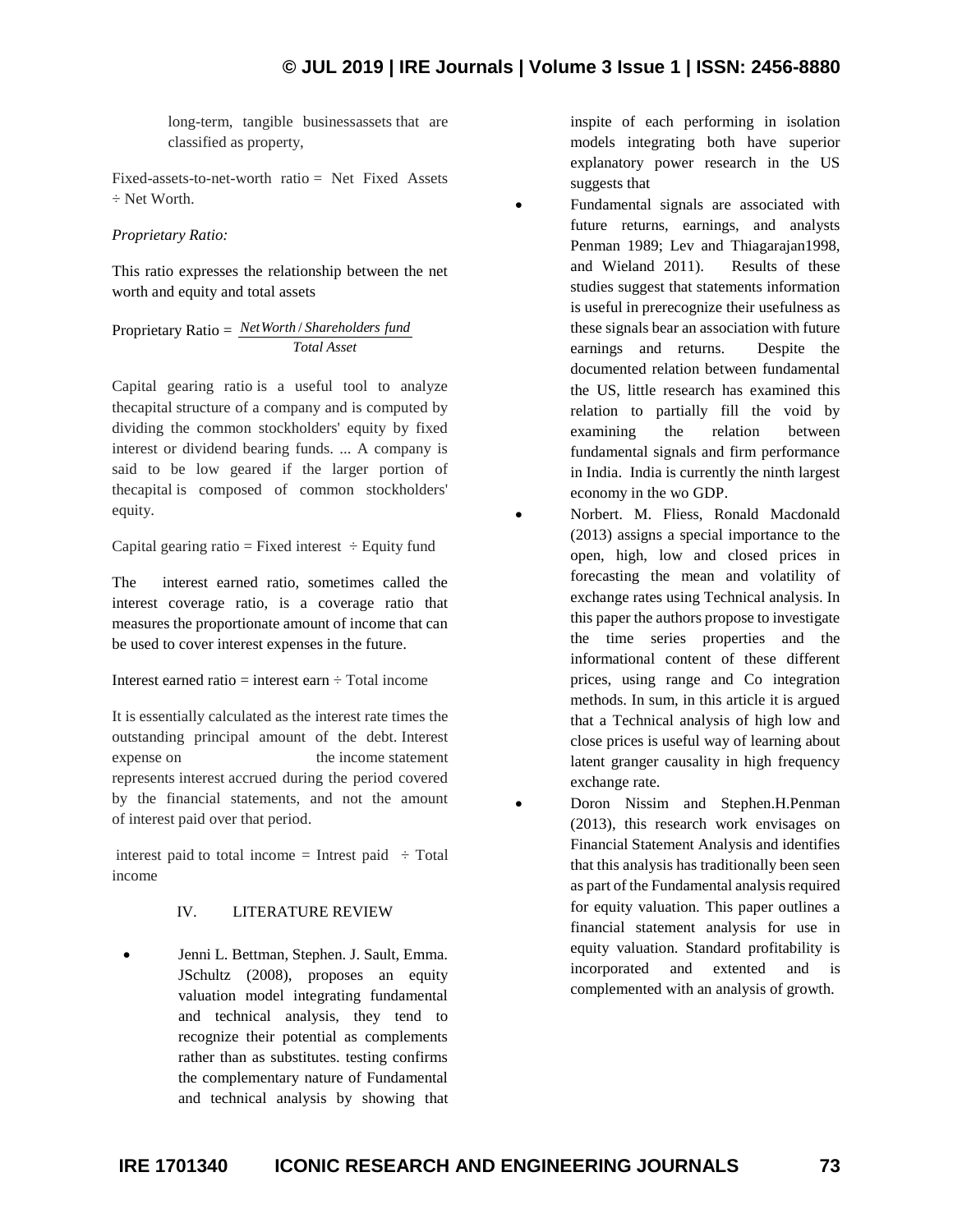long-term, tangible businessassets that are classified as property,

Fixed-assets-to-net-worth ratio = Net Fixed Assets ÷ Net Worth.

*Proprietary Ratio:*

This ratio expresses the relationship between the net worth and equity and total assets

$$\text{Proprietary Ratio} = \frac{NetWorth / Shareholders\ fund}{Total\ Asset}$$

Capital gearing ratio is a useful tool to analyze thecapital structure of a company and is computed by dividing the common stockholders' equity by fixed interest or dividend bearing funds. ... A company is said to be low geared if the larger portion of thecapital is composed of common stockholders' equity.

Capital gearing ratio = Fixed interest ÷ Equity fund

The interest earned ratio, sometimes called the interest coverage ratio, is a coverage ratio that measures the proportionate amount of income that can be used to cover interest expenses in the future.

Interest earned ratio = interest earn ÷ Total income

It is essentially calculated as the interest rate times the outstanding principal amount of the debt. Interest expense on the income statement represents interest accrued during the period covered by the financial statements, and not the amount of interest paid over that period.

interest paid to total income = Intrest paid ÷ Total income

## IV. LITERATURE REVIEW

- Jenni L. Bettman, Stephen. J. Sault, Emma. JSchultz (2008), proposes an equity valuation model integrating fundamental and technical analysis, they tend to recognize their potential as complements rather than as substitutes. testing confirms the complementary nature of Fundamental and technical analysis by showing that inspite of each performing in isolation models integrating both have superior explanatory power research in the US suggests that
- Fundamental signals are associated with future returns, earnings, and analysts Penman 1989; Lev and Thiagarajan1998, and Wieland 2011). Results of these studies suggest that statements information is useful in prerecognize their usefulness as these signals bear an association with future earnings and returns. Despite the documented relation between fundamental the US, little research has examined this relation to partially fill the void by examining the relation between fundamental signals and firm performance in India. India is currently the ninth largest economy in the wo GDP.
- Norbert. M. Fliess, Ronald Macdonald (2013) assigns a special importance to the open, high, low and closed prices in forecasting the mean and volatility of exchange rates using Technical analysis. In this paper the authors propose to investigate the time series properties and the informational content of these different prices, using range and Co integration methods. In sum, in this article it is argued that a Technical analysis of high low and close prices is useful way of learning about latent granger causality in high frequency exchange rate.
- Doron Nissim and Stephen.H.Penman (2013), this research work envisages on Financial Statement Analysis and identifies that this analysis has traditionally been seen as part of the Fundamental analysis required for equity valuation. This paper outlines a financial statement analysis for use in equity valuation. Standard profitability is incorporated and extented and is complemented with an analysis of growth.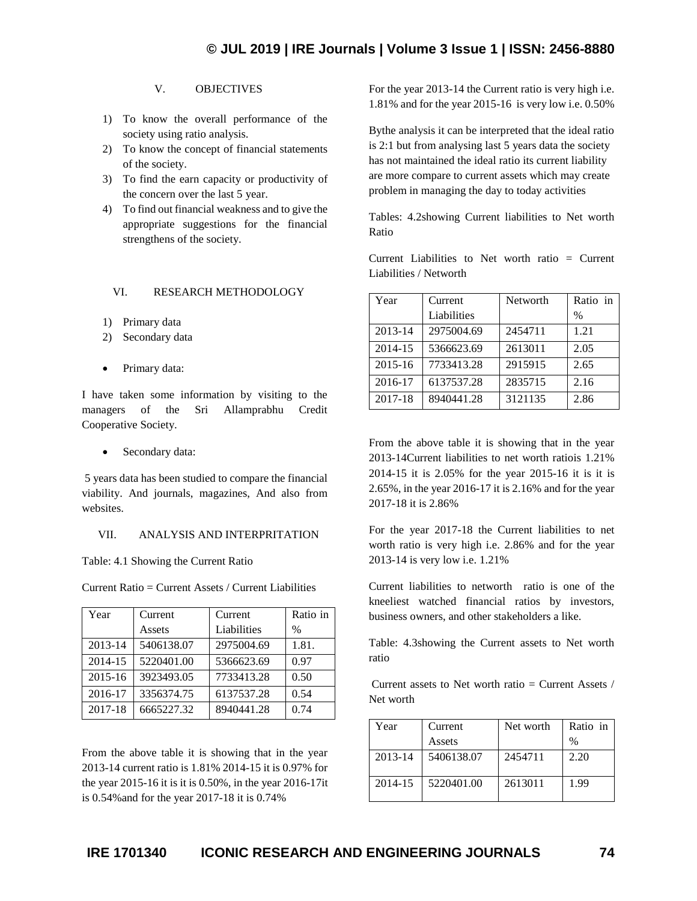## V. OBJECTIVES

1) To know the overall performance of the society using ratio analysis.
2) To know the concept of financial statements of the society.
3) To find the earn capacity or productivity of the concern over the last 5 year.
4) To find out financial weakness and to give the appropriate suggestions for the financial strengthens of the society.

## VI. RESEARCH METHODOLOGY

1) Primary data
2) Secondary data

- Primary data:

I have taken some information by visiting to the managers of the Sri Allamprabhu Credit Cooperative Society.

- Secondary data:

5 years data has been studied to compare the financial viability. And journals, magazines, And also from websites.

## VII. ANALYSIS AND INTERPRITATION

Table: 4.1 Showing the Current Ratio

Current Ratio = Current Assets / Current Liabilities

| Year | Current Assets | Current Liabilities | Ratio in % |
|---|---|---|---|
| 2013-14 | 5406138.07 | 2975004.69 | 1.81. |
| 2014-15 | 5220401.00 | 5366623.69 | 0.97 |
| 2015-16 | 3923493.05 | 7733413.28 | 0.50 |
| 2016-17 | 3356374.75 | 6137537.28 | 0.54 |
| 2017-18 | 6665227.32 | 8940441.28 | 0.74 |

From the above table it is showing that in the year 2013-14 current ratio is 1.81% 2014-15 it is 0.97% for the year 2015-16 it is it is 0.50%, in the year 2016-17it is 0.54%and for the year 2017-18 it is 0.74%

For the year 2013-14 the Current ratio is very high i.e. 1.81% and for the year 2015-16 is very low i.e. 0.50%

Bythe analysis it can be interpreted that the ideal ratio is 2:1 but from analysing last 5 years data the society has not maintained the ideal ratio its current liability are more compare to current assets which may create problem in managing the day to today activities

Tables: 4.2showing Current liabilities to Net worth Ratio

Current Liabilities to Net worth ratio = Current Liabilities / Networth

| Year | Current Liabilities | Networth | Ratio in % |
|---|---|---|---|
| 2013-14 | 2975004.69 | 2454711 | 1.21 |
| 2014-15 | 5366623.69 | 2613011 | 2.05 |
| 2015-16 | 7733413.28 | 2915915 | 2.65 |
| 2016-17 | 6137537.28 | 2835715 | 2.16 |
| 2017-18 | 8940441.28 | 3121135 | 2.86 |

From the above table it is showing that in the year 2013-14Current liabilities to net worth ratiois 1.21% 2014-15 it is 2.05% for the year 2015-16 it is it is 2.65%, in the year 2016-17 it is 2.16% and for the year 2017-18 it is 2.86%

For the year 2017-18 the Current liabilities to net worth ratio is very high i.e. 2.86% and for the year 2013-14 is very low i.e. 1.21%

Current liabilities to networth ratio is one of the kneeliest watched financial ratios by investors, business owners, and other stakeholders a like.

Table: 4.3showing the Current assets to Net worth ratio

Current assets to Net worth ratio = Current Assets / Net worth

| Year | Current Assets | Net worth | Ratio in % |
|---|---|---|---|
| 2013-14 | 5406138.07 | 2454711 | 2.20 |
| 2014-15 | 5220401.00 | 2613011 | 1.99 |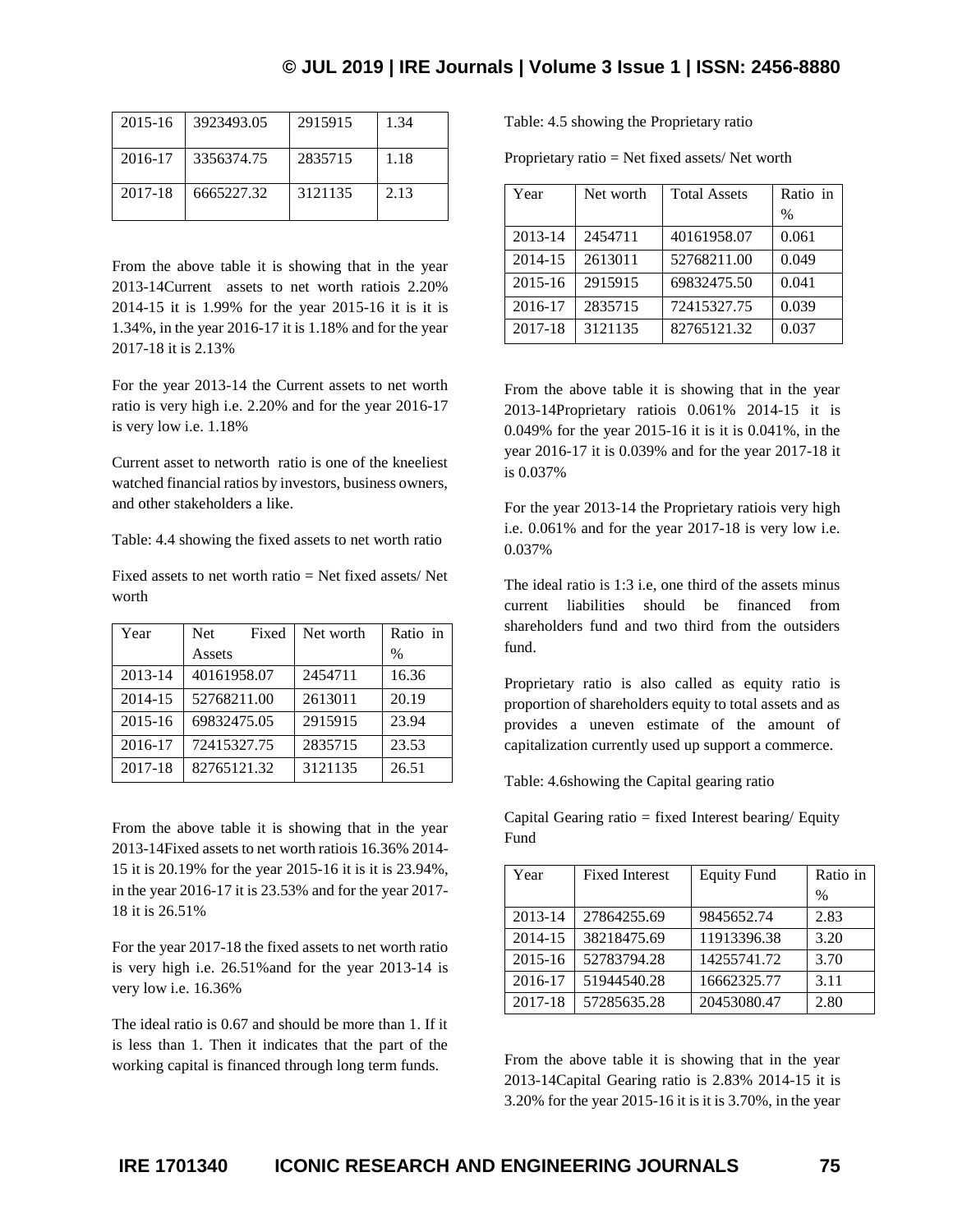| 2015-16 | 3923493.05 | 2915915 | 1.34 |
|---|---|---|---|
| 2016-17 | 3356374.75 | 2835715 | 1.18 |
| 2017-18 | 6665227.32 | 3121135 | 2.13 |

From the above table it is showing that in the year 2013-14Current assets to net worth ratiois 2.20% 2014-15 it is 1.99% for the year 2015-16 it is it is 1.34%, in the year 2016-17 it is 1.18% and for the year 2017-18 it is 2.13%

For the year 2013-14 the Current assets to net worth ratio is very high i.e. 2.20% and for the year 2016-17 is very low i.e. 1.18%

Current asset to networth ratio is one of the kneeliest watched financial ratios by investors, business owners, and other stakeholders a like.

Table: 4.4 showing the fixed assets to net worth ratio

Fixed assets to net worth ratio = Net fixed assets/ Net worth

| Year | Net Fixed Assets | Net worth | Ratio in % |
|---|---|---|---|
| 2013-14 | 40161958.07 | 2454711 | 16.36 |
| 2014-15 | 52768211.00 | 2613011 | 20.19 |
| 2015-16 | 69832475.05 | 2915915 | 23.94 |
| 2016-17 | 72415327.75 | 2835715 | 23.53 |
| 2017-18 | 82765121.32 | 3121135 | 26.51 |

From the above table it is showing that in the year 2013-14Fixed assets to net worth ratiois 16.36% 2014-15 it is 20.19% for the year 2015-16 it is it is 23.94%, in the year 2016-17 it is 23.53% and for the year 2017-18 it is 26.51%

For the year 2017-18 the fixed assets to net worth ratio is very high i.e. 26.51%and for the year 2013-14 is very low i.e. 16.36%

The ideal ratio is 0.67 and should be more than 1. If it is less than 1. Then it indicates that the part of the working capital is financed through long term funds.

Table: 4.5 showing the Proprietary ratio

Proprietary ratio = Net fixed assets/ Net worth

| Year | Net worth | Total Assets | Ratio in % |
|---|---|---|---|
| 2013-14 | 2454711 | 40161958.07 | 0.061 |
| 2014-15 | 2613011 | 52768211.00 | 0.049 |
| 2015-16 | 2915915 | 69832475.50 | 0.041 |
| 2016-17 | 2835715 | 72415327.75 | 0.039 |
| 2017-18 | 3121135 | 82765121.32 | 0.037 |

From the above table it is showing that in the year 2013-14Proprietary ratiois 0.061% 2014-15 it is 0.049% for the year 2015-16 it is it is 0.041%, in the year 2016-17 it is 0.039% and for the year 2017-18 it is 0.037%

For the year 2013-14 the Proprietary ratiois very high i.e. 0.061% and for the year 2017-18 is very low i.e. 0.037%

The ideal ratio is 1:3 i.e, one third of the assets minus current liabilities should be financed from shareholders fund and two third from the outsiders fund.

Proprietary ratio is also called as equity ratio is proportion of shareholders equity to total assets and as provides a uneven estimate of the amount of capitalization currently used up support a commerce.

Table: 4.6showing the Capital gearing ratio

Capital Gearing ratio = fixed Interest bearing/ Equity Fund

| Year | Fixed Interest | Equity Fund | Ratio in % |
|---|---|---|---|
| 2013-14 | 27864255.69 | 9845652.74 | 2.83 |
| 2014-15 | 38218475.69 | 11913396.38 | 3.20 |
| 2015-16 | 52783794.28 | 14255741.72 | 3.70 |
| 2016-17 | 51944540.28 | 16662325.77 | 3.11 |
| 2017-18 | 57285635.28 | 20453080.47 | 2.80 |

From the above table it is showing that in the year 2013-14Capital Gearing ratio is 2.83% 2014-15 it is 3.20% for the year 2015-16 it is it is 3.70%, in the year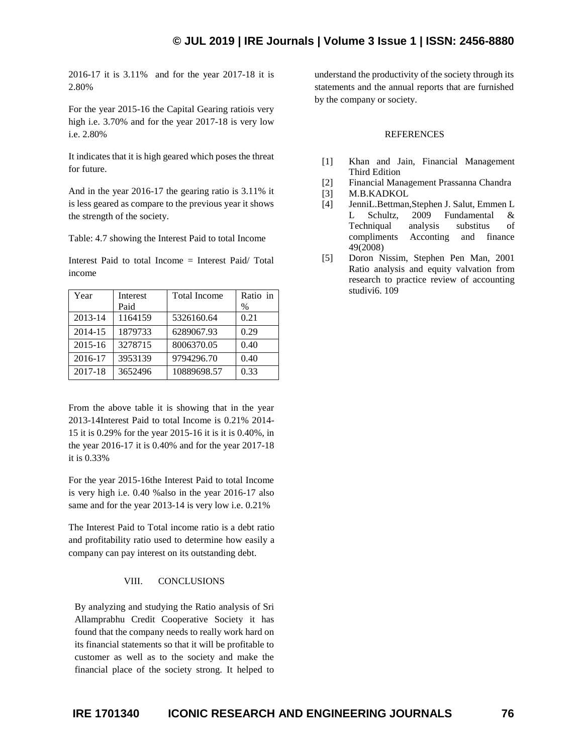2016-17 it is 3.11% and for the year 2017-18 it is 2.80%

For the year 2015-16 the Capital Gearing ratiois very high i.e. 3.70% and for the year 2017-18 is very low i.e. 2.80%

It indicates that it is high geared which poses the threat for future.

And in the year 2016-17 the gearing ratio is 3.11% it is less geared as compare to the previous year it shows the strength of the society.

Table: 4.7 showing the Interest Paid to total Income

Interest Paid to total Income = Interest Paid/ Total income

| Year | Interest Paid | Total Income | Ratio in % |
|---|---|---|---|
| 2013-14 | 1164159 | 5326160.64 | 0.21 |
| 2014-15 | 1879733 | 6289067.93 | 0.29 |
| 2015-16 | 3278715 | 8006370.05 | 0.40 |
| 2016-17 | 3953139 | 9794296.70 | 0.40 |
| 2017-18 | 3652496 | 10889698.57 | 0.33 |

From the above table it is showing that in the year 2013-14Interest Paid to total Income is 0.21% 2014-15 it is 0.29% for the year 2015-16 it is it is 0.40%, in the year 2016-17 it is 0.40% and for the year 2017-18 it is 0.33%

For the year 2015-16the Interest Paid to total Income is very high i.e. 0.40 %also in the year 2016-17 also same and for the year 2013-14 is very low i.e. 0.21%

The Interest Paid to Total income ratio is a debt ratio and profitability ratio used to determine how easily a company can pay interest on its outstanding debt.

## VIII. CONCLUSIONS

By analyzing and studying the Ratio analysis of Sri Allamprabhu Credit Cooperative Society it has found that the company needs to really work hard on its financial statements so that it will be profitable to customer as well as to the society and make the financial place of the society strong. It helped to understand the productivity of the society through its statements and the annual reports that are furnished by the company or society.

## REFERENCES

[1] Khan and Jain, Financial Management Third Edition

[2] Financial Management Prassanna Chandra

[3] M.B.KADKOL

[4] JenniL.Bettman,Stephen J. Salut, Emmen L L Schultz, 2009 Fundamental & Techniqual analysis substitus of compliments Acconting and finance 49(2008)

[5] Doron Nissim, Stephen Pen Man, 2001 Ratio analysis and equity valvation from research to practice review of accounting studivi6. 109